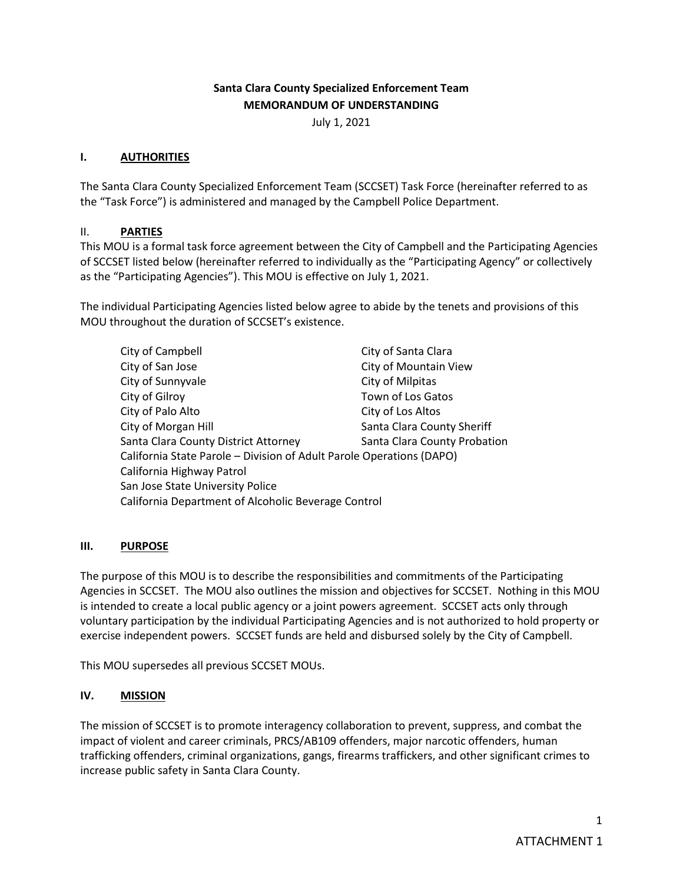**Santa Clara County Specialized Enforcement Team**
**MEMORANDUM OF UNDERSTANDING**
July 1, 2021

## I. AUTHORITIES

The Santa Clara County Specialized Enforcement Team (SCCSET) Task Force (hereinafter referred to as the "Task Force") is administered and managed by the Campbell Police Department.

## II. PARTIES

This MOU is a formal task force agreement between the City of Campbell and the Participating Agencies of SCCSET listed below (hereinafter referred to individually as the "Participating Agency" or collectively as the "Participating Agencies"). This MOU is effective on July 1, 2021.

The individual Participating Agencies listed below agree to abide by the tenets and provisions of this MOU throughout the duration of SCCSET's existence.

- City of Campbell
- City of Santa Clara
- City of San Jose
- City of Mountain View
- City of Sunnyvale
- City of Milpitas
- City of Gilroy
- Town of Los Gatos
- City of Palo Alto
- City of Los Altos
- City of Morgan Hill
- Santa Clara County Sheriff
- Santa Clara County District Attorney
- Santa Clara County Probation
- California State Parole – Division of Adult Parole Operations (DAPO)
- California Highway Patrol
- San Jose State University Police
- California Department of Alcoholic Beverage Control

## III. PURPOSE

The purpose of this MOU is to describe the responsibilities and commitments of the Participating Agencies in SCCSET. The MOU also outlines the mission and objectives for SCCSET. Nothing in this MOU is intended to create a local public agency or a joint powers agreement. SCCSET acts only through voluntary participation by the individual Participating Agencies and is not authorized to hold property or exercise independent powers. SCCSET funds are held and disbursed solely by the City of Campbell.

This MOU supersedes all previous SCCSET MOUs.

## IV. MISSION

The mission of SCCSET is to promote interagency collaboration to prevent, suppress, and combat the impact of violent and career criminals, PRCS/AB109 offenders, major narcotic offenders, human trafficking offenders, criminal organizations, gangs, firearms traffickers, and other significant crimes to increase public safety in Santa Clara County.

ATTACHMENT 1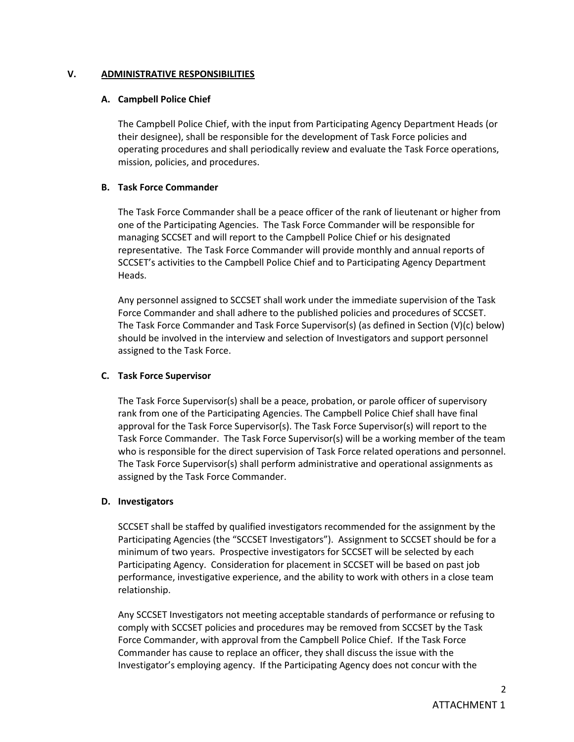## V. ADMINISTRATIVE RESPONSIBILITIES

### A. Campbell Police Chief

The Campbell Police Chief, with the input from Participating Agency Department Heads (or their designee), shall be responsible for the development of Task Force policies and operating procedures and shall periodically review and evaluate the Task Force operations, mission, policies, and procedures.

### B. Task Force Commander

The Task Force Commander shall be a peace officer of the rank of lieutenant or higher from one of the Participating Agencies. The Task Force Commander will be responsible for managing SCCSET and will report to the Campbell Police Chief or his designated representative. The Task Force Commander will provide monthly and annual reports of SCCSET's activities to the Campbell Police Chief and to Participating Agency Department Heads.

Any personnel assigned to SCCSET shall work under the immediate supervision of the Task Force Commander and shall adhere to the published policies and procedures of SCCSET. The Task Force Commander and Task Force Supervisor(s) (as defined in Section (V)(c) below) should be involved in the interview and selection of Investigators and support personnel assigned to the Task Force.

### C. Task Force Supervisor

The Task Force Supervisor(s) shall be a peace, probation, or parole officer of supervisory rank from one of the Participating Agencies. The Campbell Police Chief shall have final approval for the Task Force Supervisor(s). The Task Force Supervisor(s) will report to the Task Force Commander. The Task Force Supervisor(s) will be a working member of the team who is responsible for the direct supervision of Task Force related operations and personnel. The Task Force Supervisor(s) shall perform administrative and operational assignments as assigned by the Task Force Commander.

### D. Investigators

SCCSET shall be staffed by qualified investigators recommended for the assignment by the Participating Agencies (the "SCCSET Investigators"). Assignment to SCCSET should be for a minimum of two years. Prospective investigators for SCCSET will be selected by each Participating Agency. Consideration for placement in SCCSET will be based on past job performance, investigative experience, and the ability to work with others in a close team relationship.

Any SCCSET Investigators not meeting acceptable standards of performance or refusing to comply with SCCSET policies and procedures may be removed from SCCSET by the Task Force Commander, with approval from the Campbell Police Chief. If the Task Force Commander has cause to replace an officer, they shall discuss the issue with the Investigator's employing agency. If the Participating Agency does not concur with the

ATTACHMENT 1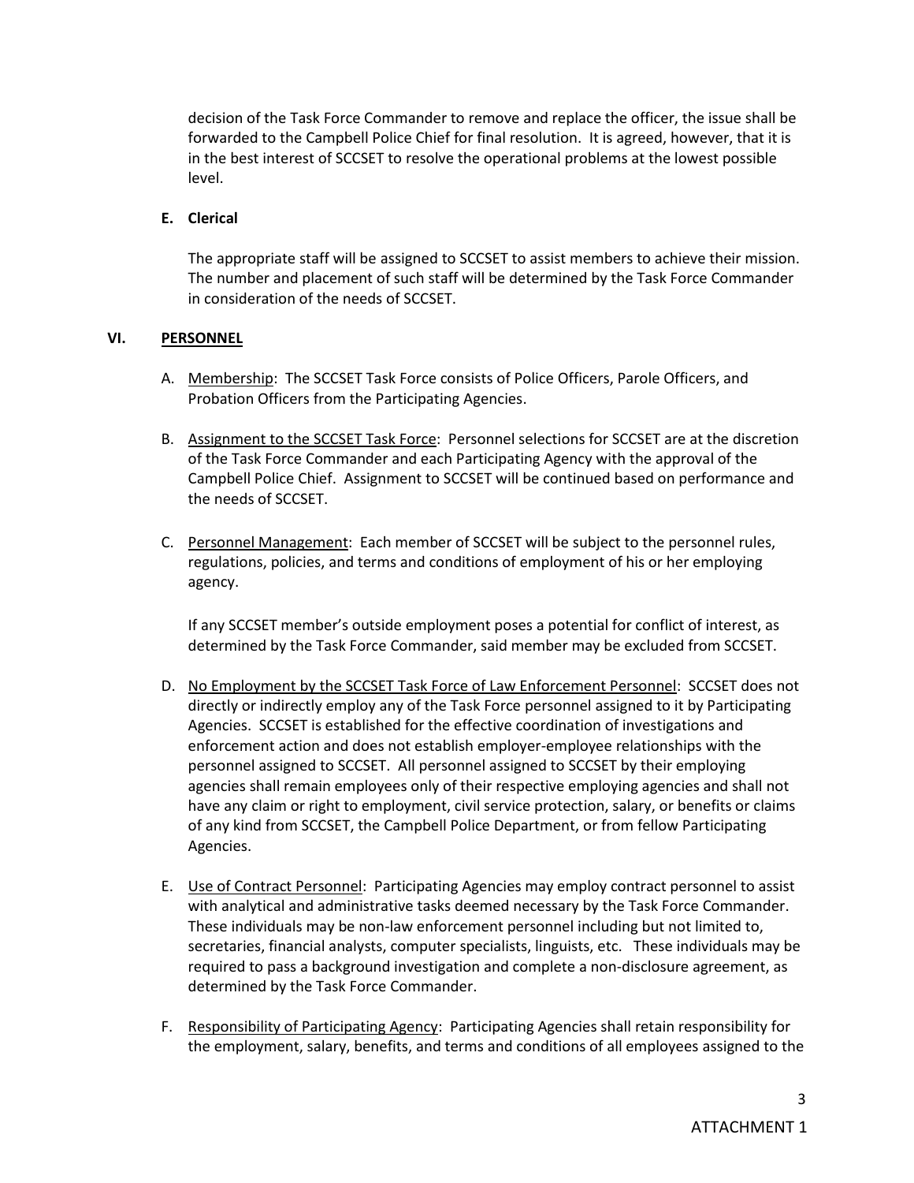decision of the Task Force Commander to remove and replace the officer, the issue shall be forwarded to the Campbell Police Chief for final resolution. It is agreed, however, that it is in the best interest of SCCSET to resolve the operational problems at the lowest possible level.

**E. Clerical**

The appropriate staff will be assigned to SCCSET to assist members to achieve their mission. The number and placement of such staff will be determined by the Task Force Commander in consideration of the needs of SCCSET.

## VI. PERSONNEL

A. Membership: The SCCSET Task Force consists of Police Officers, Parole Officers, and Probation Officers from the Participating Agencies.

B. Assignment to the SCCSET Task Force: Personnel selections for SCCSET are at the discretion of the Task Force Commander and each Participating Agency with the approval of the Campbell Police Chief. Assignment to SCCSET will be continued based on performance and the needs of SCCSET.

C. Personnel Management: Each member of SCCSET will be subject to the personnel rules, regulations, policies, and terms and conditions of employment of his or her employing agency.

If any SCCSET member's outside employment poses a potential for conflict of interest, as determined by the Task Force Commander, said member may be excluded from SCCSET.

D. No Employment by the SCCSET Task Force of Law Enforcement Personnel: SCCSET does not directly or indirectly employ any of the Task Force personnel assigned to it by Participating Agencies. SCCSET is established for the effective coordination of investigations and enforcement action and does not establish employer-employee relationships with the personnel assigned to SCCSET. All personnel assigned to SCCSET by their employing agencies shall remain employees only of their respective employing agencies and shall not have any claim or right to employment, civil service protection, salary, or benefits or claims of any kind from SCCSET, the Campbell Police Department, or from fellow Participating Agencies.

E. Use of Contract Personnel: Participating Agencies may employ contract personnel to assist with analytical and administrative tasks deemed necessary by the Task Force Commander. These individuals may be non-law enforcement personnel including but not limited to, secretaries, financial analysts, computer specialists, linguists, etc. These individuals may be required to pass a background investigation and complete a non-disclosure agreement, as determined by the Task Force Commander.

F. Responsibility of Participating Agency: Participating Agencies shall retain responsibility for the employment, salary, benefits, and terms and conditions of all employees assigned to the

ATTACHMENT 1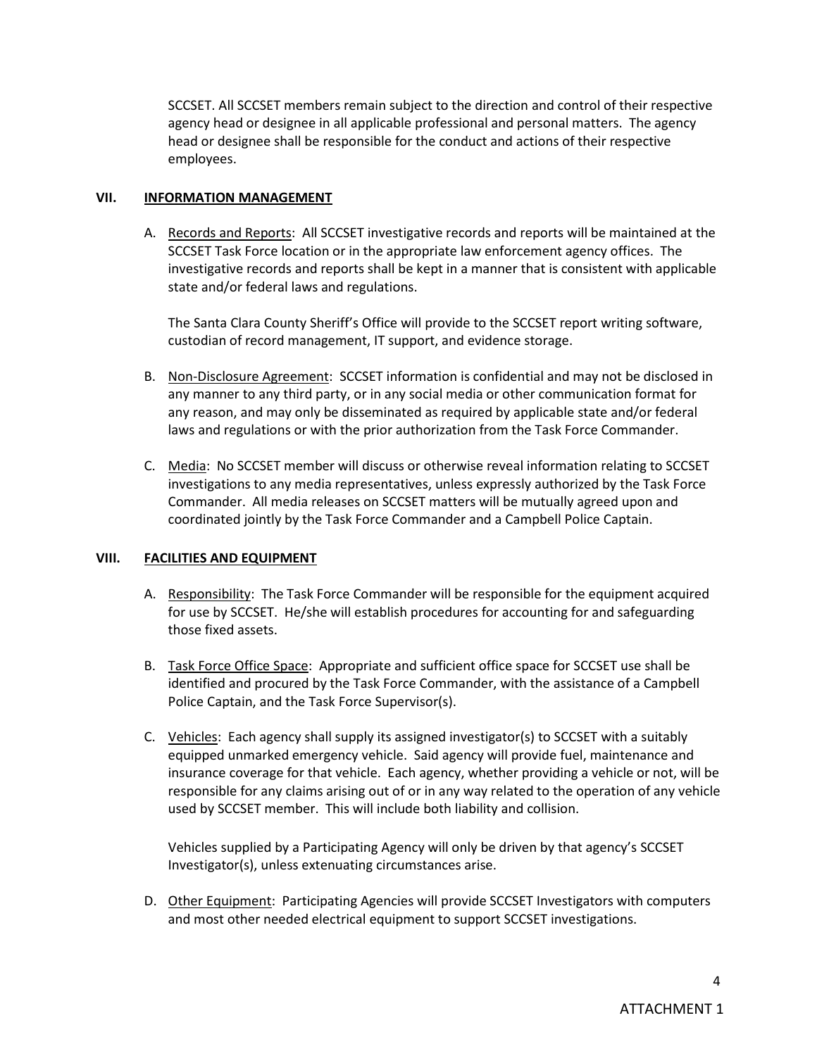SCCSET. All SCCSET members remain subject to the direction and control of their respective agency head or designee in all applicable professional and personal matters. The agency head or designee shall be responsible for the conduct and actions of their respective employees.

## VII. INFORMATION MANAGEMENT

A. Records and Reports: All SCCSET investigative records and reports will be maintained at the SCCSET Task Force location or in the appropriate law enforcement agency offices. The investigative records and reports shall be kept in a manner that is consistent with applicable state and/or federal laws and regulations.

   The Santa Clara County Sheriff's Office will provide to the SCCSET report writing software, custodian of record management, IT support, and evidence storage.

B. Non-Disclosure Agreement: SCCSET information is confidential and may not be disclosed in any manner to any third party, or in any social media or other communication format for any reason, and may only be disseminated as required by applicable state and/or federal laws and regulations or with the prior authorization from the Task Force Commander.

C. Media: No SCCSET member will discuss or otherwise reveal information relating to SCCSET investigations to any media representatives, unless expressly authorized by the Task Force Commander. All media releases on SCCSET matters will be mutually agreed upon and coordinated jointly by the Task Force Commander and a Campbell Police Captain.

## VIII. FACILITIES AND EQUIPMENT

A. Responsibility: The Task Force Commander will be responsible for the equipment acquired for use by SCCSET. He/she will establish procedures for accounting for and safeguarding those fixed assets.

B. Task Force Office Space: Appropriate and sufficient office space for SCCSET use shall be identified and procured by the Task Force Commander, with the assistance of a Campbell Police Captain, and the Task Force Supervisor(s).

C. Vehicles: Each agency shall supply its assigned investigator(s) to SCCSET with a suitably equipped unmarked emergency vehicle. Said agency will provide fuel, maintenance and insurance coverage for that vehicle. Each agency, whether providing a vehicle or not, will be responsible for any claims arising out of or in any way related to the operation of any vehicle used by SCCSET member. This will include both liability and collision.

   Vehicles supplied by a Participating Agency will only be driven by that agency's SCCSET Investigator(s), unless extenuating circumstances arise.

D. Other Equipment: Participating Agencies will provide SCCSET Investigators with computers and most other needed electrical equipment to support SCCSET investigations.

ATTACHMENT 1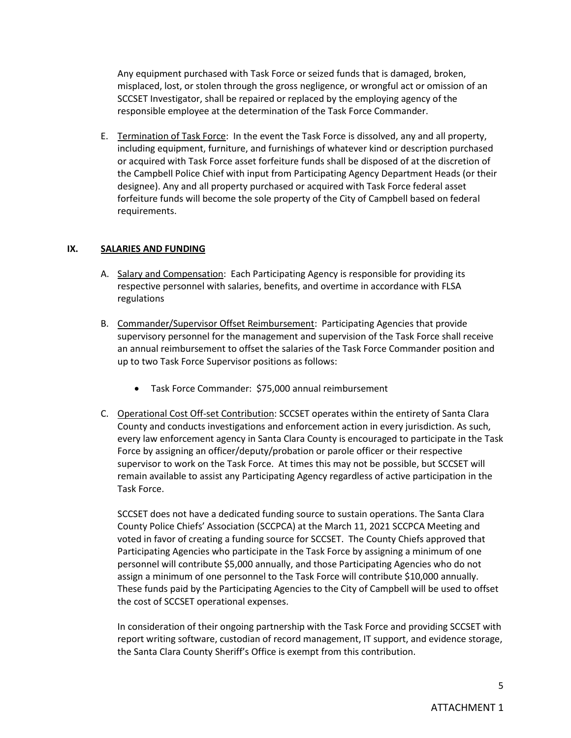Any equipment purchased with Task Force or seized funds that is damaged, broken, misplaced, lost, or stolen through the gross negligence, or wrongful act or omission of an SCCSET Investigator, shall be repaired or replaced by the employing agency of the responsible employee at the determination of the Task Force Commander.

E. Termination of Task Force: In the event the Task Force is dissolved, any and all property, including equipment, furniture, and furnishings of whatever kind or description purchased or acquired with Task Force asset forfeiture funds shall be disposed of at the discretion of the Campbell Police Chief with input from Participating Agency Department Heads (or their designee). Any and all property purchased or acquired with Task Force federal asset forfeiture funds will become the sole property of the City of Campbell based on federal requirements.

## IX. SALARIES AND FUNDING

A. Salary and Compensation: Each Participating Agency is responsible for providing its respective personnel with salaries, benefits, and overtime in accordance with FLSA regulations

B. Commander/Supervisor Offset Reimbursement: Participating Agencies that provide supervisory personnel for the management and supervision of the Task Force shall receive an annual reimbursement to offset the salaries of the Task Force Commander position and up to two Task Force Supervisor positions as follows:

- Task Force Commander: $75,000 annual reimbursement

C. Operational Cost Off-set Contribution: SCCSET operates within the entirety of Santa Clara County and conducts investigations and enforcement action in every jurisdiction. As such, every law enforcement agency in Santa Clara County is encouraged to participate in the Task Force by assigning an officer/deputy/probation or parole officer or their respective supervisor to work on the Task Force. At times this may not be possible, but SCCSET will remain available to assist any Participating Agency regardless of active participation in the Task Force.

SCCSET does not have a dedicated funding source to sustain operations. The Santa Clara County Police Chiefs' Association (SCCPCA) at the March 11, 2021 SCCPCA Meeting and voted in favor of creating a funding source for SCCSET. The County Chiefs approved that Participating Agencies who participate in the Task Force by assigning a minimum of one personnel will contribute $5,000 annually, and those Participating Agencies who do not assign a minimum of one personnel to the Task Force will contribute $10,000 annually. These funds paid by the Participating Agencies to the City of Campbell will be used to offset the cost of SCCSET operational expenses.

In consideration of their ongoing partnership with the Task Force and providing SCCSET with report writing software, custodian of record management, IT support, and evidence storage, the Santa Clara County Sheriff's Office is exempt from this contribution.

ATTACHMENT 1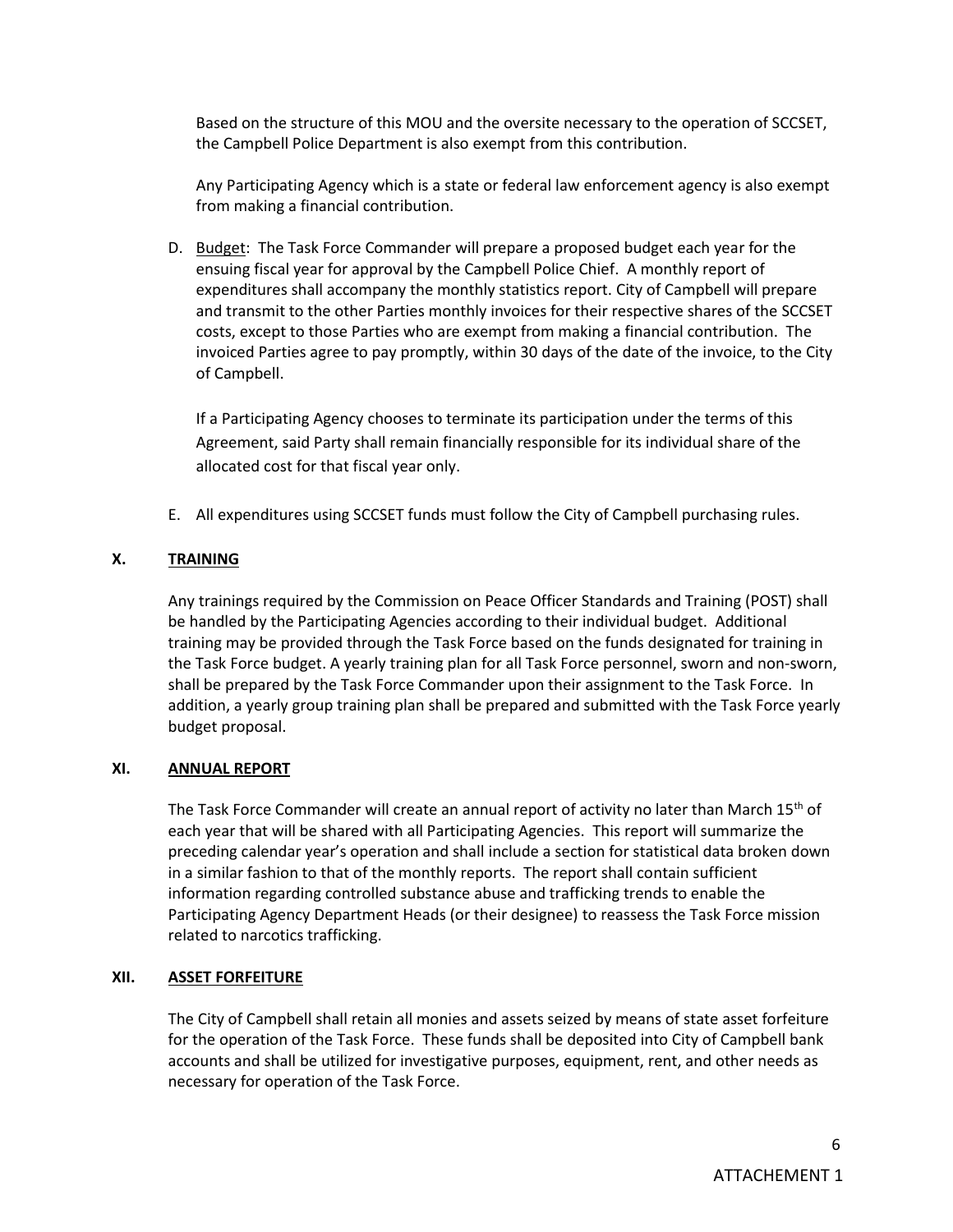Based on the structure of this MOU and the oversite necessary to the operation of SCCSET, the Campbell Police Department is also exempt from this contribution.

Any Participating Agency which is a state or federal law enforcement agency is also exempt from making a financial contribution.

D. Budget: The Task Force Commander will prepare a proposed budget each year for the ensuing fiscal year for approval by the Campbell Police Chief. A monthly report of expenditures shall accompany the monthly statistics report. City of Campbell will prepare and transmit to the other Parties monthly invoices for their respective shares of the SCCSET costs, except to those Parties who are exempt from making a financial contribution. The invoiced Parties agree to pay promptly, within 30 days of the date of the invoice, to the City of Campbell.

   If a Participating Agency chooses to terminate its participation under the terms of this Agreement, said Party shall remain financially responsible for its individual share of the allocated cost for that fiscal year only.

E. All expenditures using SCCSET funds must follow the City of Campbell purchasing rules.

## X. TRAINING

Any trainings required by the Commission on Peace Officer Standards and Training (POST) shall be handled by the Participating Agencies according to their individual budget. Additional training may be provided through the Task Force based on the funds designated for training in the Task Force budget. A yearly training plan for all Task Force personnel, sworn and non-sworn, shall be prepared by the Task Force Commander upon their assignment to the Task Force. In addition, a yearly group training plan shall be prepared and submitted with the Task Force yearly budget proposal.

## XI. ANNUAL REPORT

The Task Force Commander will create an annual report of activity no later than March 15th of each year that will be shared with all Participating Agencies. This report will summarize the preceding calendar year's operation and shall include a section for statistical data broken down in a similar fashion to that of the monthly reports. The report shall contain sufficient information regarding controlled substance abuse and trafficking trends to enable the Participating Agency Department Heads (or their designee) to reassess the Task Force mission related to narcotics trafficking.

## XII. ASSET FORFEITURE

The City of Campbell shall retain all monies and assets seized by means of state asset forfeiture for the operation of the Task Force. These funds shall be deposited into City of Campbell bank accounts and shall be utilized for investigative purposes, equipment, rent, and other needs as necessary for operation of the Task Force.

ATTACHEMENT 1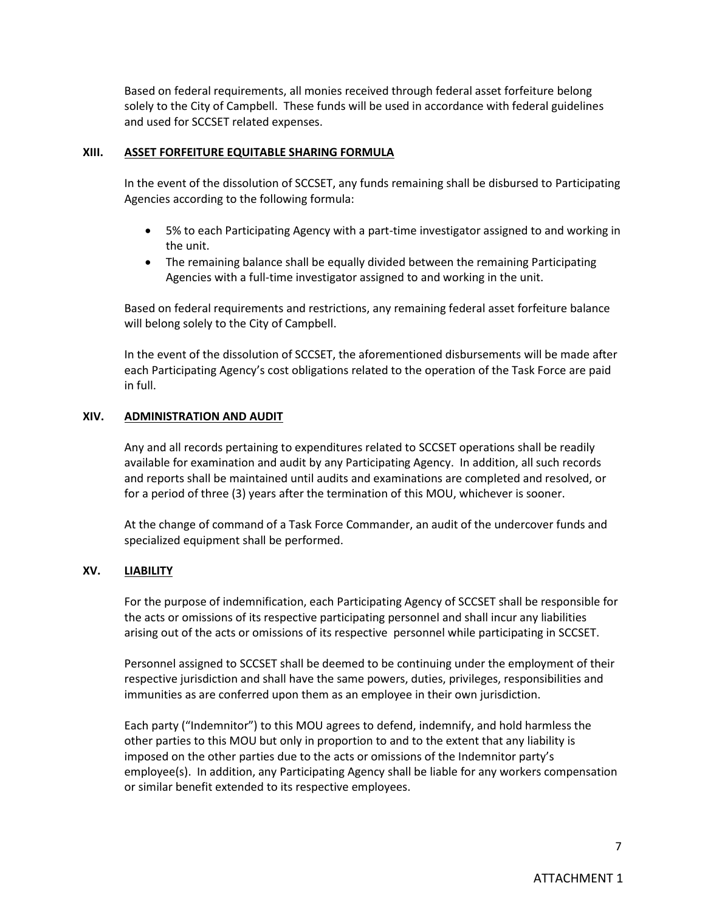Based on federal requirements, all monies received through federal asset forfeiture belong solely to the City of Campbell. These funds will be used in accordance with federal guidelines and used for SCCSET related expenses.

## XIII. ASSET FORFEITURE EQUITABLE SHARING FORMULA

In the event of the dissolution of SCCSET, any funds remaining shall be disbursed to Participating Agencies according to the following formula:

- 5% to each Participating Agency with a part-time investigator assigned to and working in the unit.
- The remaining balance shall be equally divided between the remaining Participating Agencies with a full-time investigator assigned to and working in the unit.

Based on federal requirements and restrictions, any remaining federal asset forfeiture balance will belong solely to the City of Campbell.

In the event of the dissolution of SCCSET, the aforementioned disbursements will be made after each Participating Agency's cost obligations related to the operation of the Task Force are paid in full.

## XIV. ADMINISTRATION AND AUDIT

Any and all records pertaining to expenditures related to SCCSET operations shall be readily available for examination and audit by any Participating Agency. In addition, all such records and reports shall be maintained until audits and examinations are completed and resolved, or for a period of three (3) years after the termination of this MOU, whichever is sooner.

At the change of command of a Task Force Commander, an audit of the undercover funds and specialized equipment shall be performed.

## XV. LIABILITY

For the purpose of indemnification, each Participating Agency of SCCSET shall be responsible for the acts or omissions of its respective participating personnel and shall incur any liabilities arising out of the acts or omissions of its respective personnel while participating in SCCSET.

Personnel assigned to SCCSET shall be deemed to be continuing under the employment of their respective jurisdiction and shall have the same powers, duties, privileges, responsibilities and immunities as are conferred upon them as an employee in their own jurisdiction.

Each party ("Indemnitor") to this MOU agrees to defend, indemnify, and hold harmless the other parties to this MOU but only in proportion to and to the extent that any liability is imposed on the other parties due to the acts or omissions of the Indemnitor party's employee(s). In addition, any Participating Agency shall be liable for any workers compensation or similar benefit extended to its respective employees.

ATTACHMENT 1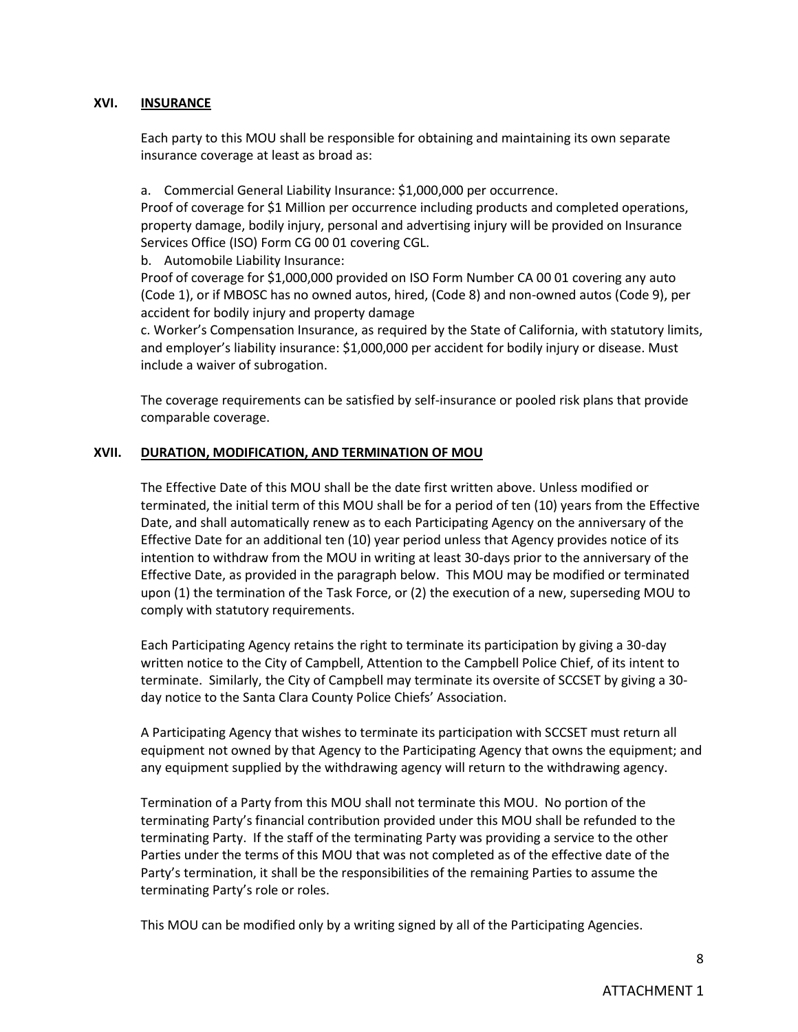## XVI. INSURANCE

Each party to this MOU shall be responsible for obtaining and maintaining its own separate insurance coverage at least as broad as:

a. Commercial General Liability Insurance: $1,000,000 per occurrence.
Proof of coverage for $1 Million per occurrence including products and completed operations, property damage, bodily injury, personal and advertising injury will be provided on Insurance Services Office (ISO) Form CG 00 01 covering CGL.

b. Automobile Liability Insurance:
Proof of coverage for $1,000,000 provided on ISO Form Number CA 00 01 covering any auto (Code 1), or if MBOSC has no owned autos, hired, (Code 8) and non-owned autos (Code 9), per accident for bodily injury and property damage

c. Worker's Compensation Insurance, as required by the State of California, with statutory limits, and employer's liability insurance: $1,000,000 per accident for bodily injury or disease. Must include a waiver of subrogation.

The coverage requirements can be satisfied by self-insurance or pooled risk plans that provide comparable coverage.

## XVII. DURATION, MODIFICATION, AND TERMINATION OF MOU

The Effective Date of this MOU shall be the date first written above. Unless modified or terminated, the initial term of this MOU shall be for a period of ten (10) years from the Effective Date, and shall automatically renew as to each Participating Agency on the anniversary of the Effective Date for an additional ten (10) year period unless that Agency provides notice of its intention to withdraw from the MOU in writing at least 30-days prior to the anniversary of the Effective Date, as provided in the paragraph below. This MOU may be modified or terminated upon (1) the termination of the Task Force, or (2) the execution of a new, superseding MOU to comply with statutory requirements.

Each Participating Agency retains the right to terminate its participation by giving a 30-day written notice to the City of Campbell, Attention to the Campbell Police Chief, of its intent to terminate. Similarly, the City of Campbell may terminate its oversite of SCCSET by giving a 30-day notice to the Santa Clara County Police Chiefs' Association.

A Participating Agency that wishes to terminate its participation with SCCSET must return all equipment not owned by that Agency to the Participating Agency that owns the equipment; and any equipment supplied by the withdrawing agency will return to the withdrawing agency.

Termination of a Party from this MOU shall not terminate this MOU. No portion of the terminating Party's financial contribution provided under this MOU shall be refunded to the terminating Party. If the staff of the terminating Party was providing a service to the other Parties under the terms of this MOU that was not completed as of the effective date of the Party's termination, it shall be the responsibilities of the remaining Parties to assume the terminating Party's role or roles.

This MOU can be modified only by a writing signed by all of the Participating Agencies.

ATTACHMENT 1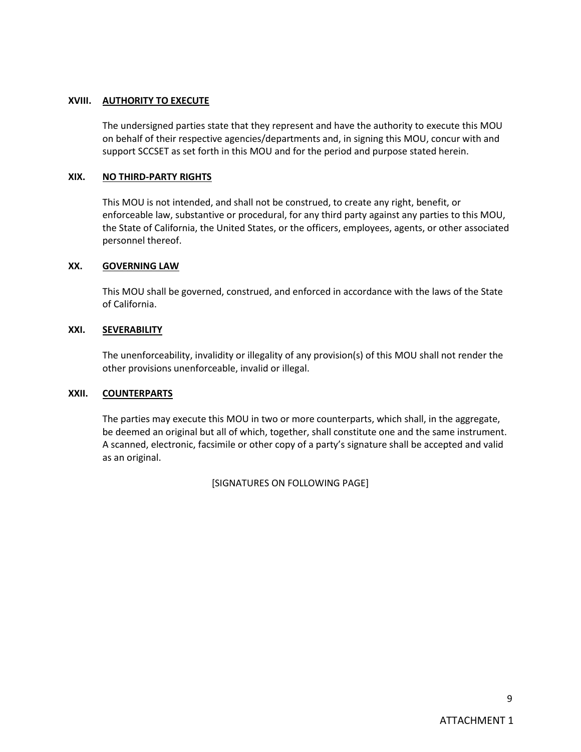## XVIII. AUTHORITY TO EXECUTE

The undersigned parties state that they represent and have the authority to execute this MOU on behalf of their respective agencies/departments and, in signing this MOU, concur with and support SCCSET as set forth in this MOU and for the period and purpose stated herein.

## XIX. NO THIRD-PARTY RIGHTS

This MOU is not intended, and shall not be construed, to create any right, benefit, or enforceable law, substantive or procedural, for any third party against any parties to this MOU, the State of California, the United States, or the officers, employees, agents, or other associated personnel thereof.

## XX. GOVERNING LAW

This MOU shall be governed, construed, and enforced in accordance with the laws of the State of California.

## XXI. SEVERABILITY

The unenforceability, invalidity or illegality of any provision(s) of this MOU shall not render the other provisions unenforceable, invalid or illegal.

## XXII. COUNTERPARTS

The parties may execute this MOU in two or more counterparts, which shall, in the aggregate, be deemed an original but all of which, together, shall constitute one and the same instrument. A scanned, electronic, facsimile or other copy of a party's signature shall be accepted and valid as an original.

[SIGNATURES ON FOLLOWING PAGE]

ATTACHMENT 1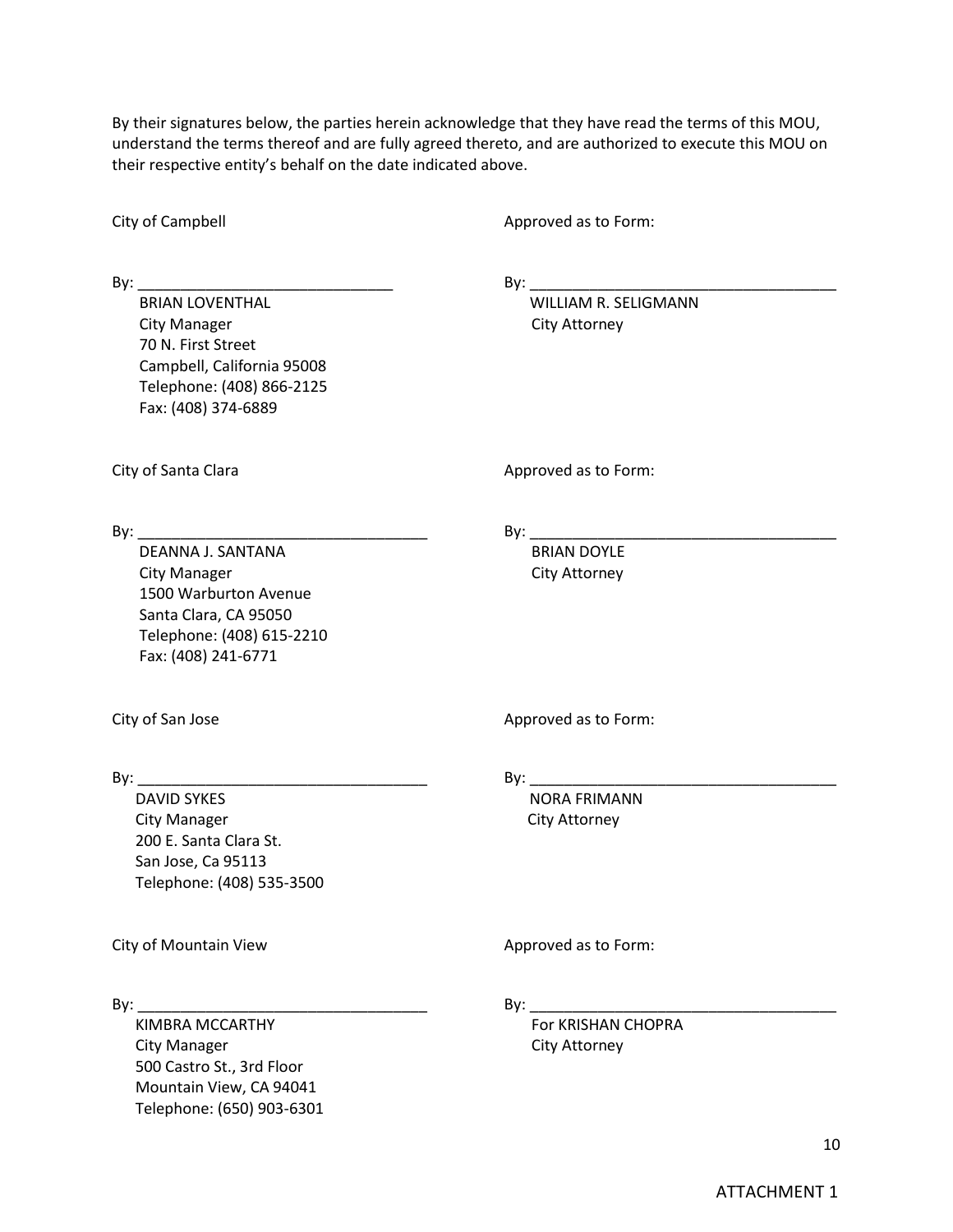By their signatures below, the parties herein acknowledge that they have read the terms of this MOU, understand the terms thereof and are fully agreed thereto, and are authorized to execute this MOU on their respective entity's behalf on the date indicated above.

| City of Campbell | Approved as to Form: |
|---|---|
| By: ______________________________ | By: ____________________________________ |
| BRIAN LOVENTHAL<br>City Manager<br>70 N. First Street<br>Campbell, California 95008<br>Telephone: (408) 866-2125<br>Fax: (408) 374-6889 | WILLIAM R. SELIGMANN<br>City Attorney |

| City of Santa Clara | Approved as to Form: |
|---|---|
| By: __________________________________ | By: ____________________________________ |
| DEANNA J. SANTANA<br>City Manager<br>1500 Warburton Avenue<br>Santa Clara, CA 95050<br>Telephone: (408) 615-2210<br>Fax: (408) 241-6771 | BRIAN DOYLE<br>City Attorney |

| City of San Jose | Approved as to Form: |
|---|---|
| By: __________________________________ | By: ____________________________________ |
| DAVID SYKES<br>City Manager<br>200 E. Santa Clara St.<br>San Jose, Ca 95113<br>Telephone: (408) 535-3500 | NORA FRIMANN<br>City Attorney |

| City of Mountain View | Approved as to Form: |
|---|---|
| By: __________________________________ | By: ____________________________________ |
| KIMBRA MCCARTHY<br>City Manager<br>500 Castro St., 3rd Floor<br>Mountain View, CA 94041<br>Telephone: (650) 903-6301 | For KRISHAN CHOPRA<br>City Attorney |

ATTACHMENT 1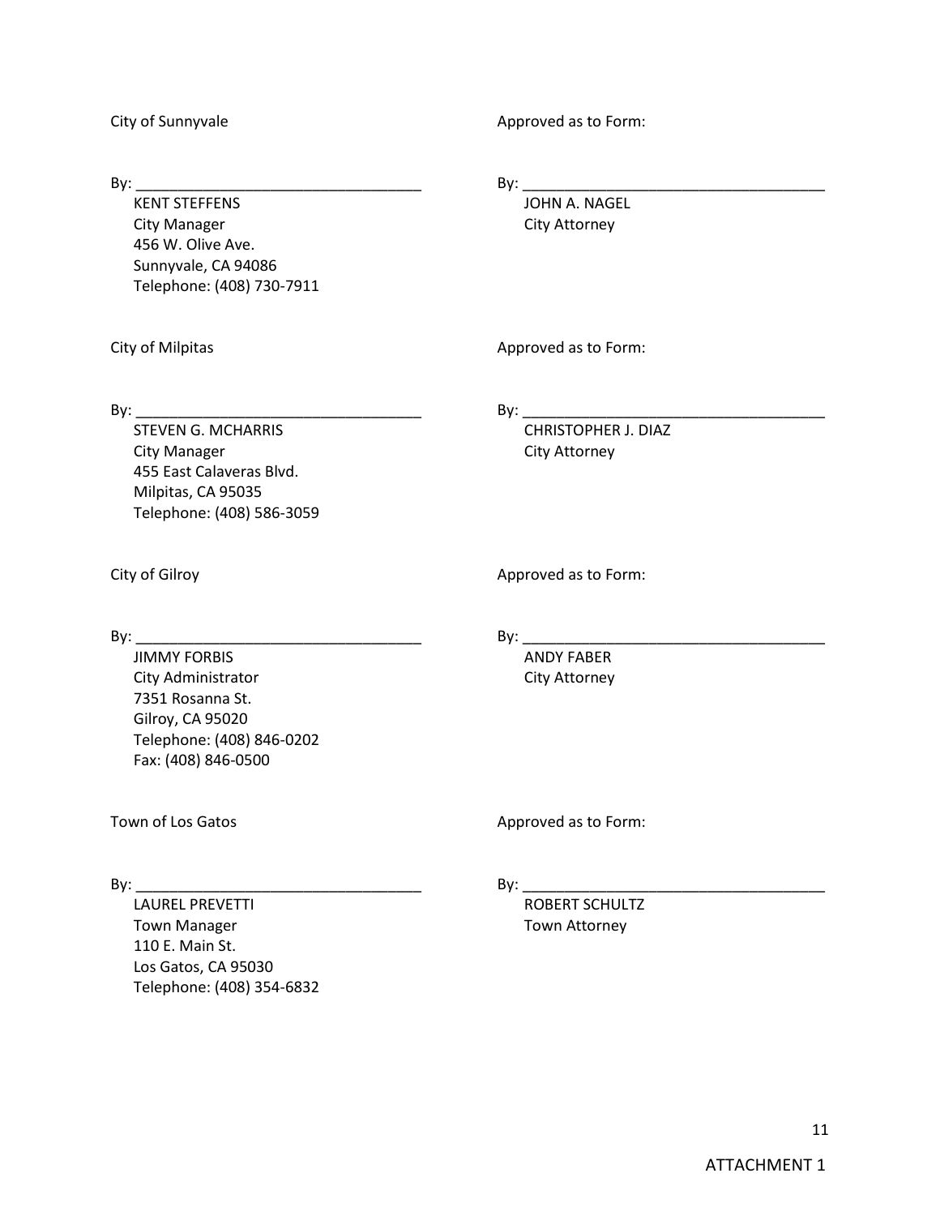City of Sunnyvale

By: ___________________________________

KENT STEFFENS
City Manager
456 W. Olive Ave.
Sunnyvale, CA 94086
Telephone: (408) 730-7911

Approved as to Form:

By: ___________________________________

JOHN A. NAGEL
City Attorney

City of Milpitas

By: ___________________________________

STEVEN G. MCHARRIS
City Manager
455 East Calaveras Blvd.
Milpitas, CA 95035
Telephone: (408) 586-3059

Approved as to Form:

By: ___________________________________

CHRISTOPHER J. DIAZ
City Attorney

City of Gilroy

By: ___________________________________

JIMMY FORBIS
City Administrator
7351 Rosanna St.
Gilroy, CA 95020
Telephone: (408) 846-0202
Fax: (408) 846-0500

Approved as to Form:

By: ___________________________________

ANDY FABER
City Attorney

Town of Los Gatos

By: ___________________________________

LAUREL PREVETTI
Town Manager
110 E. Main St.
Los Gatos, CA 95030
Telephone: (408) 354-6832

Approved as to Form:

By: ___________________________________

ROBERT SCHULTZ
Town Attorney

ATTACHMENT 1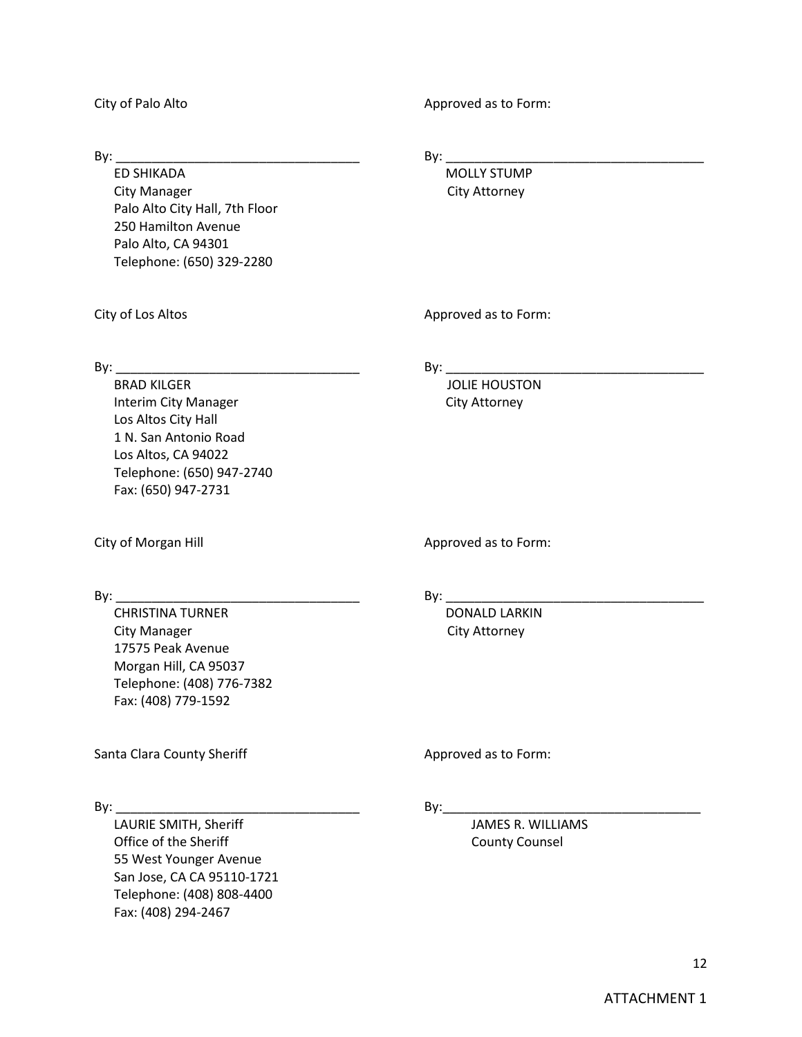City of Palo Alto

By: ___________________________________
ED SHIKADA
City Manager
Palo Alto City Hall, 7th Floor
250 Hamilton Avenue
Palo Alto, CA 94301
Telephone: (650) 329-2280

Approved as to Form:

By: ___________________________________
MOLLY STUMP
City Attorney

City of Los Altos

By: ___________________________________
BRAD KILGER
Interim City Manager
Los Altos City Hall
1 N. San Antonio Road
Los Altos, CA 94022
Telephone: (650) 947-2740
Fax: (650) 947-2731

Approved as to Form:

By: ___________________________________
JOLIE HOUSTON
City Attorney

City of Morgan Hill

By: ___________________________________
CHRISTINA TURNER
City Manager
17575 Peak Avenue
Morgan Hill, CA 95037
Telephone: (408) 776-7382
Fax: (408) 779-1592

Approved as to Form:

By: ___________________________________
DONALD LARKIN
City Attorney

Santa Clara County Sheriff

By: ___________________________________
LAURIE SMITH, Sheriff
Office of the Sheriff
55 West Younger Avenue
San Jose, CA CA 95110-1721
Telephone: (408) 808-4400
Fax: (408) 294-2467

Approved as to Form:

By: ___________________________________
JAMES R. WILLIAMS
County Counsel

ATTACHMENT 1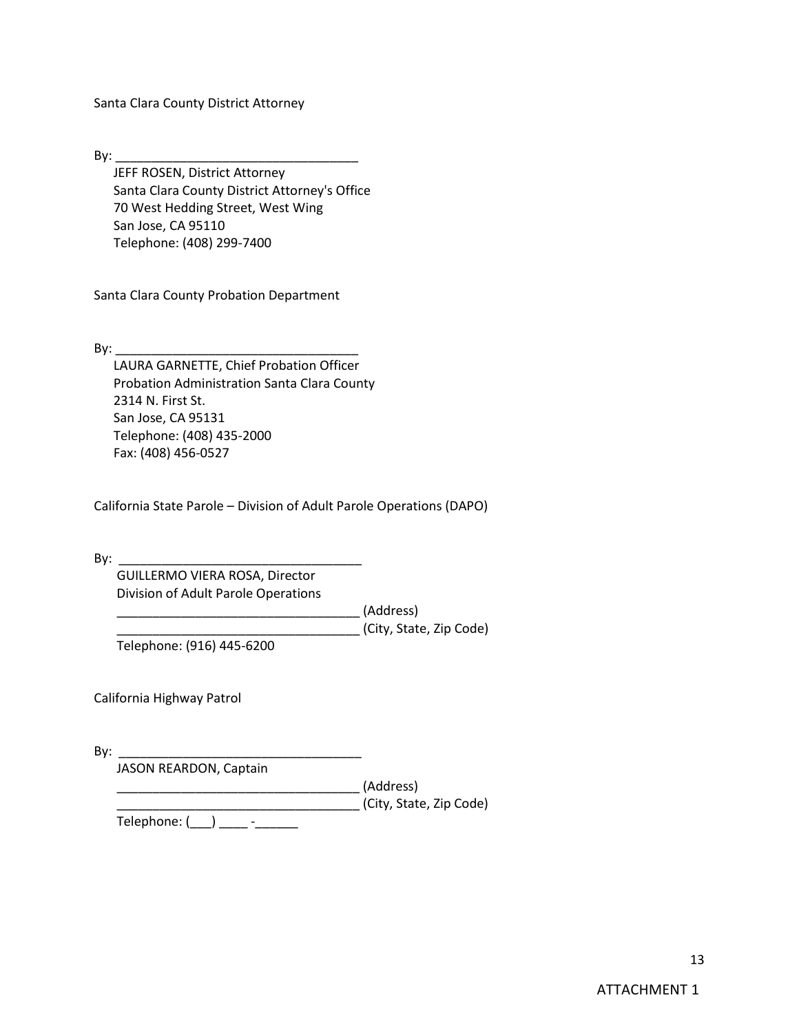Santa Clara County District Attorney

By: ___________________________________

JEFF ROSEN, District Attorney
Santa Clara County District Attorney's Office
70 West Hedding Street, West Wing
San Jose, CA 95110
Telephone: (408) 299-7400

Santa Clara County Probation Department

By: ___________________________________

LAURA GARNETTE, Chief Probation Officer
Probation Administration Santa Clara County
2314 N. First St.
San Jose, CA 95131
Telephone: (408) 435-2000
Fax: (408) 456-0527

California State Parole – Division of Adult Parole Operations (DAPO)

By: ___________________________________

GUILLERMO VIERA ROSA, Director
Division of Adult Parole Operations
___________________________________ (Address)
___________________________________ (City, State, Zip Code)
Telephone: (916) 445-6200

California Highway Patrol

By: ___________________________________

JASON REARDON, Captain
___________________________________ (Address)
___________________________________ (City, State, Zip Code)
Telephone: (___) ____ -______

ATTACHMENT 1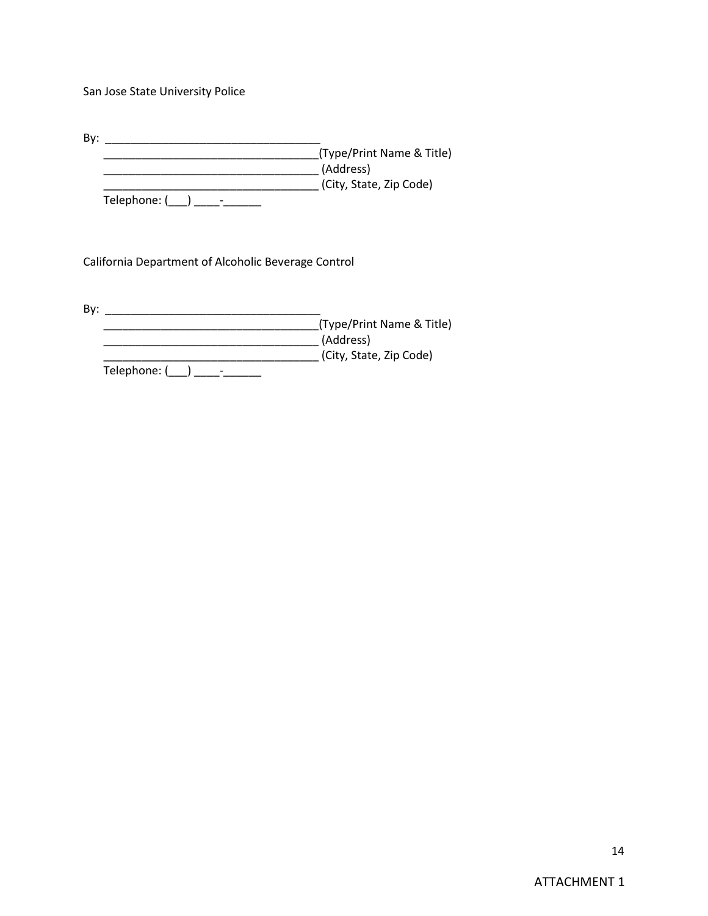San Jose State University Police

By: ___________________________________
___________________________________(Type/Print Name & Title)
___________________________________ (Address)
___________________________________ (City, State, Zip Code)
Telephone: (___) ____-______

California Department of Alcoholic Beverage Control

By: ___________________________________
___________________________________(Type/Print Name & Title)
___________________________________ (Address)
___________________________________ (City, State, Zip Code)
Telephone: (___) ____-______

ATTACHMENT 1